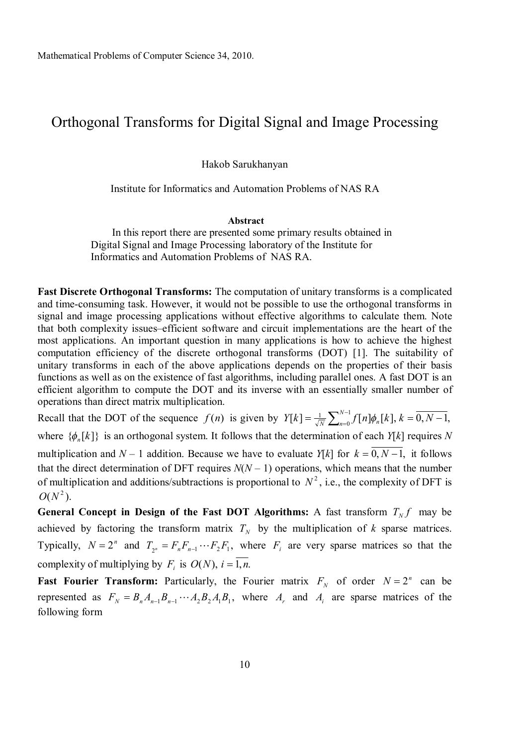# Orthogonal Transforms for Digital Signal and Image Processing

Hakob Sarukhanyan

Institute for Informatics and Automation Problems of NAS RA

### Abstract

In this report there are presented some primary results obtained in Digital Signal and Image Processing laboratory of the Institute for Informatics and Automation Problems of NAS RA.

**Fast Discrete Orthogonal Transforms:** The computation of unitary transforms is a complicated and time-consuming task. However, it would not be possible to use the orthogonal transforms in signal and image processing applications without effective algorithms to calculate them. Note that both complexity issues–efficient software and circuit implementations are the heart of the most applications. An important question in many applications is how to achieve the highest computation efficiency of the discrete orthogonal transforms (DOT) [1]. The suitability of unitary transforms in each of the above applications depends on the properties of their basis functions as well as on the existence of fast algorithms, including parallel ones. A fast DOT is an efficient algorithm to compute the DOT and its inverse with an essentially smaller number of operations than direct matrix multiplication.

Recall that the DOT of the sequence $f(n)$ is given by $Y[k] = \frac{1}{\sqrt{N}} \sum_{n=0}^{N-1} f[n]\phi_n[k],\ k = \overline{0, N-1},$ where $\{\phi_n[k]\}$ is an orthogonal system. It follows that the determination of each $Y[k]$ requires $N$ multiplication and $N - 1$ addition. Because we have to evaluate $Y[k]$ for $k = \overline{0, N-1},$ it follows that the direct determination of DFT requires $N(N - 1)$ operations, which means that the number of multiplication and additions/subtractions is proportional to $N^2$, i.e., the complexity of DFT is $O(N^2)$.

**General Concept in Design of the Fast DOT Algorithms:** A fast transform $T_N f$ may be achieved by factoring the transform matrix $T_N$ by the multiplication of $k$ sparse matrices. Typically, $N = 2^n$ and $T_{2^n} = F_n F_{n-1} \cdots F_2 F_1,$ where $F_i$ are very sparse matrices so that the complexity of multiplying by $F_i$ is $O(N),\ i = \overline{1, n}.$

**Fast Fourier Transform:** Particularly, the Fourier matrix $F_N$ of order $N = 2^n$ can be represented as $F_N = B_n A_{n-1} B_{n-1} \cdots A_2 B_2 A_1 B_1,$ where $A_r$ and $A_i$ are sparse matrices of the following form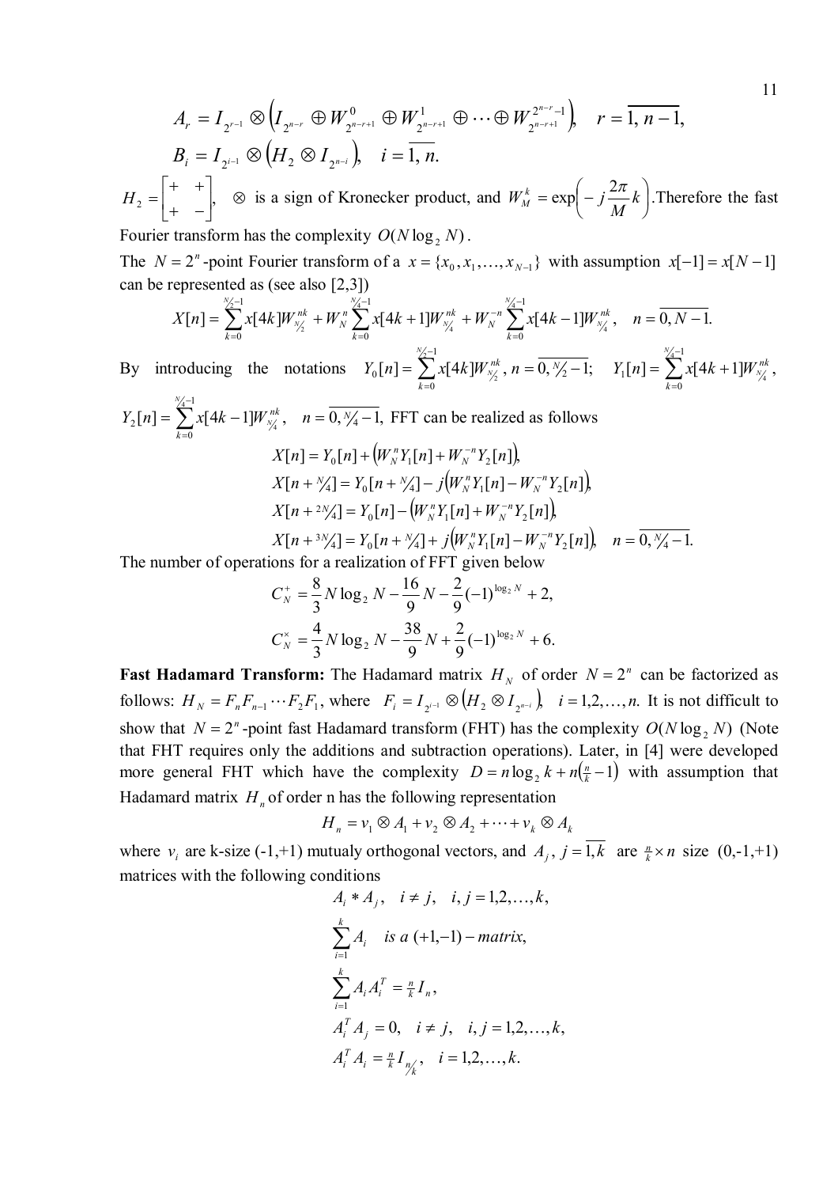$$A_r = I_{2^{r-1}} \otimes \left( I_{2^{n-r}} \oplus W^0_{2^{n-r+1}} \oplus W^1_{2^{n-r+1}} \oplus \cdots \oplus W^{2^{n-r}-1}_{2^{n-r+1}} \right), \quad r = \overline{1, n-1},$$

$$B_i = I_{2^{i-1}} \otimes \left( H_2 \otimes I_{2^{n-i}} \right), \quad i = \overline{1, n}.$$

$H_2 = \begin{bmatrix} + & + \\ + & - \end{bmatrix}$, $\otimes$ is a sign of Kronecker product, and $W^k_M = \exp\left(-j\frac{2\pi}{M}k\right)$. Therefore the fast Fourier transform has the complexity $O(N \log_2 N)$.

The $N = 2^n$-point Fourier transform of a $x = \{x_0, x_1, \ldots, x_{N-1}\}$ with assumption $x[-1] = x[N-1]$ can be represented as (see also [2,3])

$$X[n] = \sum_{k=0}^{N/2-1} x[4k] W^{nk}_{N/2} + W^n_N \sum_{k=0}^{N/4-1} x[4k+1] W^{nk}_{N/4} + W^{-n}_N \sum_{k=0}^{N/4-1} x[4k-1] W^{nk}_{N/4}, \quad n = \overline{0, N-1}.$$

By introducing the notations $Y_0[n] = \sum_{k=0}^{N/2-1} x[4k] W^{nk}_{N/2}$, $n = \overline{0, N/2-1}$; $Y_1[n] = \sum_{k=0}^{N/4-1} x[4k+1] W^{nk}_{N/4}$, $Y_2[n] = \sum_{k=0}^{N/4-1} x[4k-1] W^{nk}_{N/4}$, $n = \overline{0, N/4-1}$, FFT can be realized as follows

$$X[n] = Y_0[n] + \left( W^n_N Y_1[n] + W^{-n}_N Y_2[n] \right),$$
$$X[n + N/4] = Y_0[n + N/4] - j\left( W^n_N Y_1[n] - W^{-n}_N Y_2[n] \right),$$
$$X[n + 2N/4] = Y_0[n] - \left( W^n_N Y_1[n] + W^{-n}_N Y_2[n] \right),$$
$$X[n + 3N/4] = Y_0[n + N/4] + j\left( W^n_N Y_1[n] - W^{-n}_N Y_2[n] \right), \quad n = \overline{0, N/4-1}.$$

The number of operations for a realization of FFT given below

$$C^+_N = \frac{8}{3} N \log_2 N - \frac{16}{9} N - \frac{2}{9}(-1)^{\log_2 N} + 2,$$
$$C^\times_N = \frac{4}{3} N \log_2 N - \frac{38}{9} N + \frac{2}{9}(-1)^{\log_2 N} + 6.$$

**Fast Hadamard Transform:** The Hadamard matrix $H_N$ of order $N = 2^n$ can be factorized as follows: $H_N = F_n F_{n-1} \cdots F_2 F_1$, where $F_i = I_{2^{i-1}} \otimes \left( H_2 \otimes I_{2^{n-i}} \right)$, $i = 1, 2, \ldots, n$. It is not difficult to show that $N = 2^n$-point fast Hadamard transform (FHT) has the complexity $O(N \log_2 N)$ (Note that FHT requires only the additions and subtraction operations). Later, in [4] were developed more general FHT which have the complexity $D = n \log_2 k + n\left(\frac{n}{k} - 1\right)$ with assumption that Hadamard matrix $H_n$ of order n has the following representation

$$H_n = v_1 \otimes A_1 + v_2 \otimes A_2 + \cdots + v_k \otimes A_k$$

where $v_i$ are k-size (-1,+1) mutualy orthogonal vectors, and $A_j$, $j = \overline{1, k}$ are $\frac{n}{k} \times n$ size (0,-1,+1) matrices with the following conditions

$$A_i * A_j, \quad i \neq j, \quad i, j = 1, 2, \ldots, k,$$
$$\sum_{i=1}^{k} A_i \quad \textit{is a } (+1,-1)-\textit{matrix},$$
$$\sum_{i=1}^{k} A_i A_i^T = \tfrac{n}{k} I_n,$$
$$A_i^T A_j = 0, \quad i \neq j, \quad i, j = 1, 2, \ldots, k,$$
$$A_i^T A_i = \tfrac{n}{k} I_{n/k}, \quad i = 1, 2, \ldots, k.$$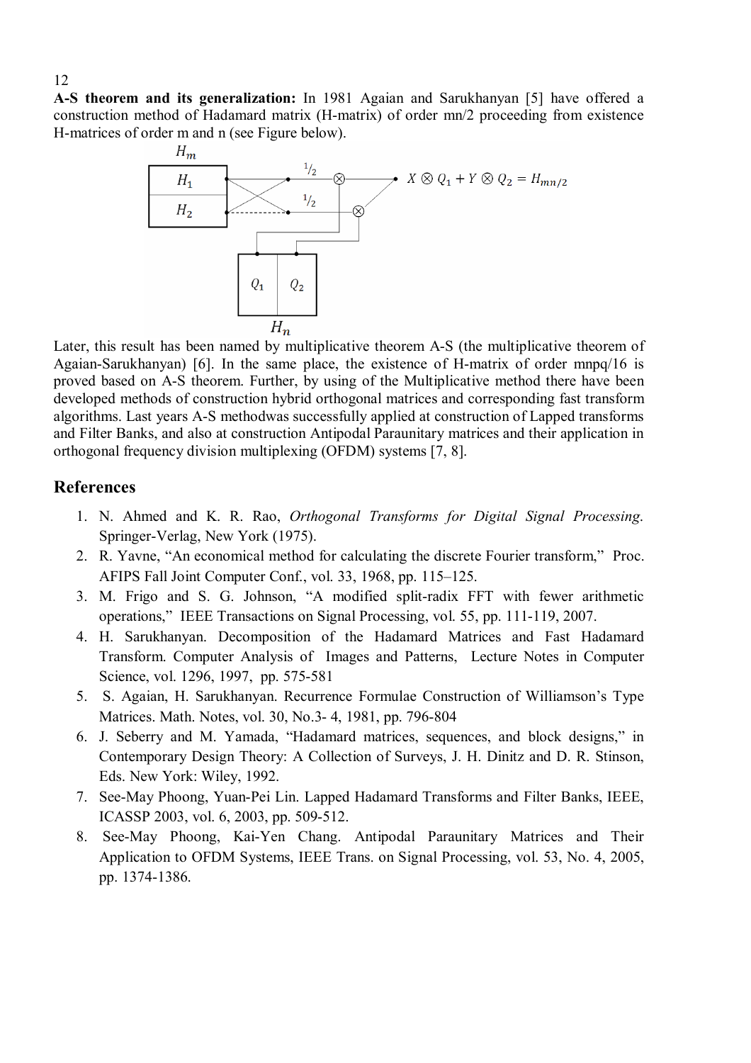**A-S theorem and its generalization:** In 1981 Agaian and Sarukhanyan [5] have offered a construction method of Hadamard matrix (H-matrix) of order mn/2 proceeding from existence H-matrices of order m and n (see Figure below).

$H_m$

$H_1$

$H_2$

$1/2$

$1/2$

$X \otimes Q_1 + Y \otimes Q_2 = H_{mn/2}$

$Q_1$ $Q_2$

$H_n$

Later, this result has been named by multiplicative theorem A-S (the multiplicative theorem of Agaian-Sarukhanyan) [6]. In the same place, the existence of H-matrix of order mnpq/16 is proved based on A-S theorem. Further, by using of the Multiplicative method there have been developed methods of construction hybrid orthogonal matrices and corresponding fast transform algorithms. Last years A-S methodwas successfully applied at construction of Lapped transforms and Filter Banks, and also at construction Antipodal Paraunitary matrices and their application in orthogonal frequency division multiplexing (OFDM) systems [7, 8].

## References

1. N. Ahmed and K. R. Rao, *Orthogonal Transforms for Digital Signal Processing*. Springer-Verlag, New York (1975).
2. R. Yavne, "An economical method for calculating the discrete Fourier transform," Proc. AFIPS Fall Joint Computer Conf., vol. 33, 1968, pp. 115–125.
3. M. Frigo and S. G. Johnson, "A modified split-radix FFT with fewer arithmetic operations," IEEE Transactions on Signal Processing, vol. 55, pp. 111-119, 2007.
4. H. Sarukhanyan. Decomposition of the Hadamard Matrices and Fast Hadamard Transform. Computer Analysis of Images and Patterns, Lecture Notes in Computer Science, vol. 1296, 1997, pp. 575-581
5. S. Agaian, H. Sarukhanyan. Recurrence Formulae Construction of Williamson's Type Matrices. Math. Notes, vol. 30, No.3- 4, 1981, pp. 796-804
6. J. Seberry and M. Yamada, "Hadamard matrices, sequences, and block designs," in Contemporary Design Theory: A Collection of Surveys, J. H. Dinitz and D. R. Stinson, Eds. New York: Wiley, 1992.
7. See-May Phoong, Yuan-Pei Lin. Lapped Hadamard Transforms and Filter Banks, IEEE, ICASSP 2003, vol. 6, 2003, pp. 509-512.
8. See-May Phoong, Kai-Yen Chang. Antipodal Paraunitary Matrices and Their Application to OFDM Systems, IEEE Trans. on Signal Processing, vol. 53, No. 4, 2005, pp. 1374-1386.